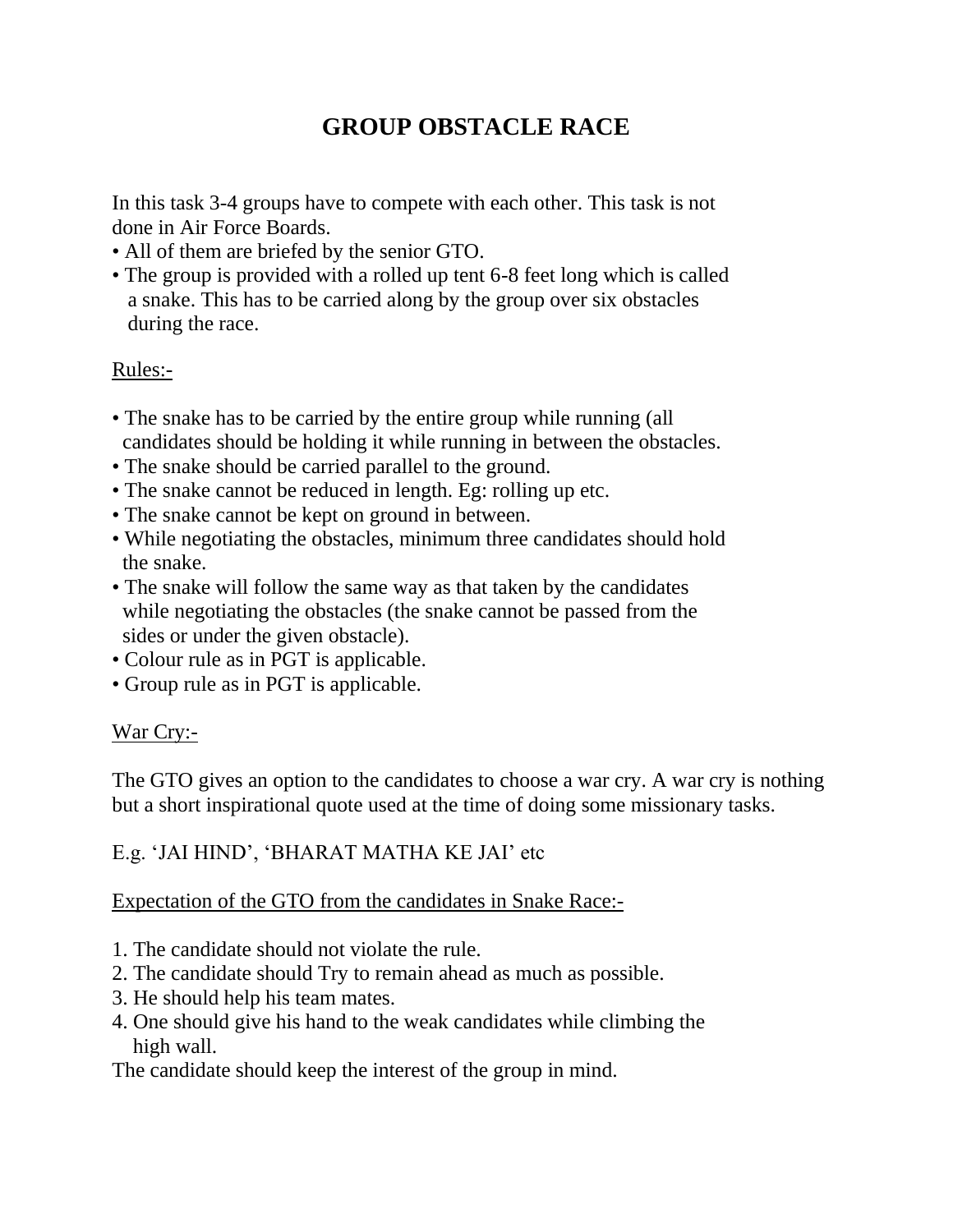# GROUP OBSTACLE RACE

In this task 3-4 groups have to compete with each other. This task is not done in Air Force Boards.

- All of them are briefed by the senior GTO.
- The group is provided with a rolled up tent 6-8 feet long which is called a snake. This has to be carried along by the group over six obstacles during the race.

<u>Rules:-</u>

- The snake has to be carried by the entire group while running (all candidates should be holding it while running in between the obstacles.
- The snake should be carried parallel to the ground.
- The snake cannot be reduced in length. Eg: rolling up etc.
- The snake cannot be kept on ground in between.
- While negotiating the obstacles, minimum three candidates should hold the snake.
- The snake will follow the same way as that taken by the candidates while negotiating the obstacles (the snake cannot be passed from the sides or under the given obstacle).
- Colour rule as in PGT is applicable.
- Group rule as in PGT is applicable.

<u>War Cry:-</u>

The GTO gives an option to the candidates to choose a war cry. A war cry is nothing but a short inspirational quote used at the time of doing some missionary tasks.

E.g. 'JAI HIND', 'BHARAT MATHA KE JAI' etc

<u>Expectation of the GTO from the candidates in Snake Race:-</u>

1. The candidate should not violate the rule.
2. The candidate should Try to remain ahead as much as possible.
3. He should help his team mates.
4. One should give his hand to the weak candidates while climbing the high wall.

The candidate should keep the interest of the group in mind.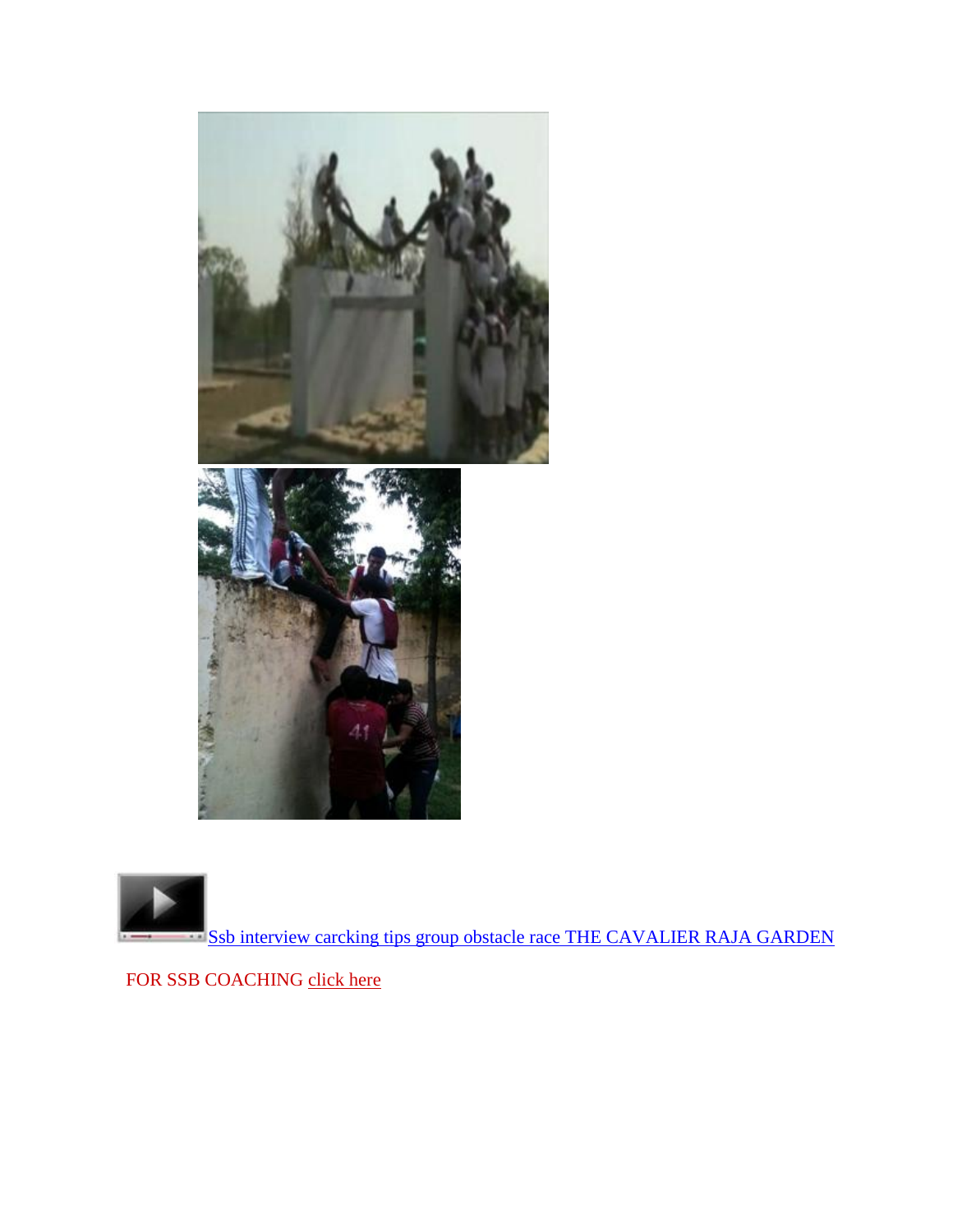Ssb interview carcking tips group obstacle race THE CAVALIER RAJA GARDEN

FOR SSB COACHING click here